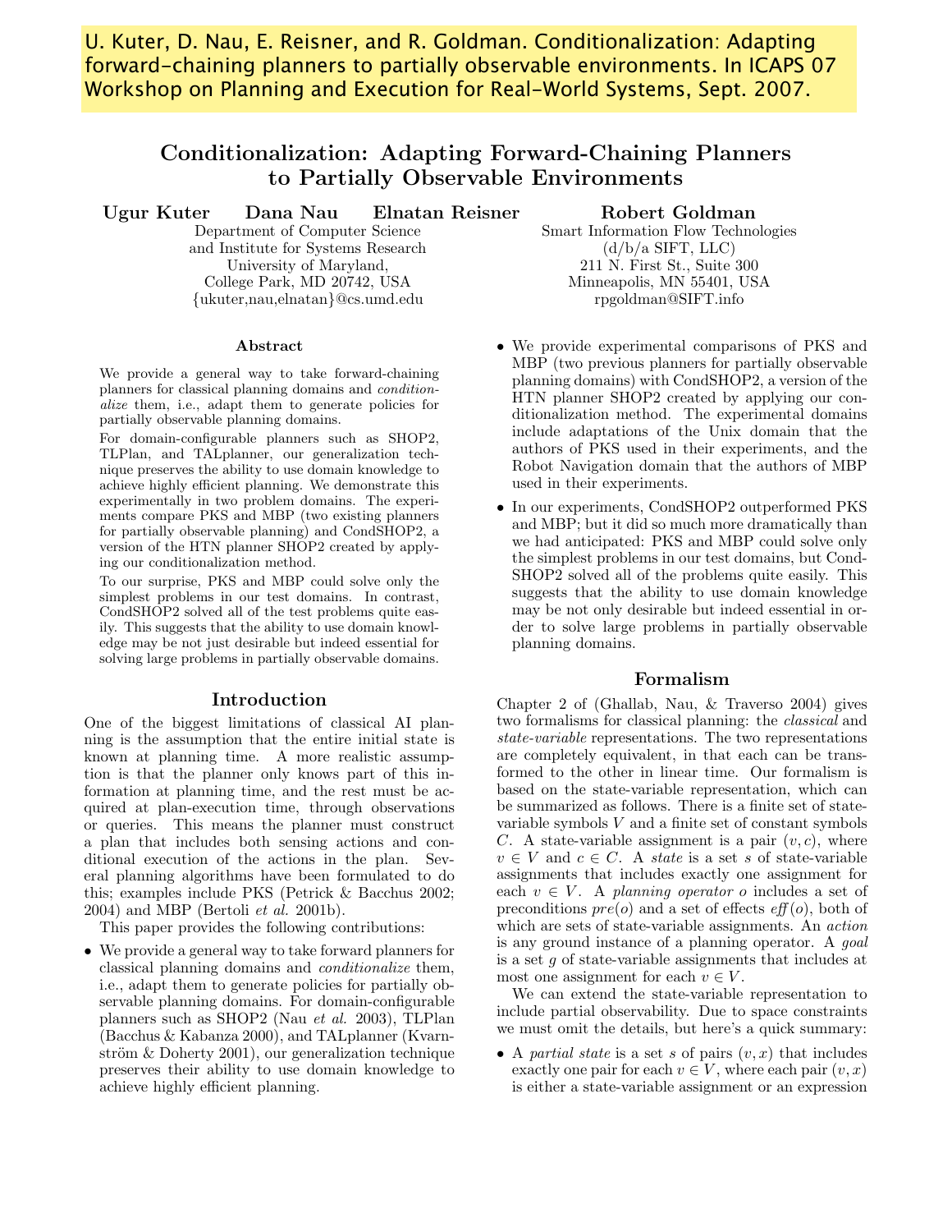U. Kuter, D. Nau, E. Reisner, and R. Goldman. Conditionalization: Adapting forward-chaining planners to partially observable environments. In ICAPS 07 Workshop on Planning and Execution for Real-World Systems, Sept. 2007.

# Conditionalization: Adapting Forward-Chaining Planners to Partially Observable Environments

**Ugur Kuter Dana Nau Elnatan Reisner**
Department of Computer Science
and Institute for Systems Research
University of Maryland,
College Park, MD 20742, USA
{ukuter,nau,elnatan}@cs.umd.edu

**Robert Goldman**
Smart Information Flow Technologies
(d/b/a SIFT, LLC)
211 N. First St., Suite 300
Minneapolis, MN 55401, USA
rpgoldman@SIFT.info

### Abstract

We provide a general way to take forward-chaining planners for classical planning domains and *conditionalize* them, i.e., adapt them to generate policies for partially observable planning domains.

For domain-configurable planners such as SHOP2, TLPlan, and TALplanner, our generalization technique preserves the ability to use domain knowledge to achieve highly efficient planning. We demonstrate this experimentally in two problem domains. The experiments compare PKS and MBP (two existing planners for partially observable planning) and CondSHOP2, a version of the HTN planner SHOP2 created by applying our conditionalization method.

To our surprise, PKS and MBP could solve only the simplest problems in our test domains. In contrast, CondSHOP2 solved all of the test problems quite easily. This suggests that the ability to use domain knowledge may be not just desirable but indeed essential for solving large problems in partially observable domains.

## Introduction

One of the biggest limitations of classical AI planning is the assumption that the entire initial state is known at planning time. A more realistic assumption is that the planner only knows part of this information at planning time, and the rest must be acquired at plan-execution time, through observations or queries. This means the planner must construct a plan that includes both sensing actions and conditional execution of the actions in the plan. Several planning algorithms have been formulated to do this; examples include PKS (Petrick & Bacchus 2002; 2004) and MBP (Bertoli *et al.* 2001b).

This paper provides the following contributions:

- We provide a general way to take forward planners for classical planning domains and *conditionalize* them, i.e., adapt them to generate policies for partially observable planning domains. For domain-configurable planners such as SHOP2 (Nau *et al.* 2003), TLPlan (Bacchus & Kabanza 2000), and TALplanner (Kvarnström & Doherty 2001), our generalization technique preserves their ability to use domain knowledge to achieve highly efficient planning.
- We provide experimental comparisons of PKS and MBP (two previous planners for partially observable planning domains) with CondSHOP2, a version of the HTN planner SHOP2 created by applying our conditionalization method. The experimental domains include adaptations of the Unix domain that the authors of PKS used in their experiments, and the Robot Navigation domain that the authors of MBP used in their experiments.
- In our experiments, CondSHOP2 outperformed PKS and MBP; but it did so much more dramatically than we had anticipated: PKS and MBP could solve only the simplest problems in our test domains, but CondSHOP2 solved all of the problems quite easily. This suggests that the ability to use domain knowledge may be not only desirable but indeed essential in order to solve large problems in partially observable planning domains.

## Formalism

Chapter 2 of (Ghallab, Nau, & Traverso 2004) gives two formalisms for classical planning: the *classical* and *state-variable* representations. The two representations are completely equivalent, in that each can be transformed to the other in linear time. Our formalism is based on the state-variable representation, which can be summarized as follows. There is a finite set of state-variable symbols $V$ and a finite set of constant symbols $C$. A state-variable assignment is a pair $(v, c)$, where $v \in V$ and $c \in C$. A *state* is a set $s$ of state-variable assignments that includes exactly one assignment for each $v \in V$. A *planning operator* $o$ includes a set of preconditions $pre(o)$ and a set of effects $\mathit{eff}(o)$, both of which are sets of state-variable assignments. An *action* is any ground instance of a planning operator. A *goal* is a set $g$ of state-variable assignments that includes at most one assignment for each $v \in V$.

We can extend the state-variable representation to include partial observability. Due to space constraints we must omit the details, but here's a quick summary:

- A *partial state* is a set $s$ of pairs $(v, x)$ that includes exactly one pair for each $v \in V$, where each pair $(v, x)$ is either a state-variable assignment or an expression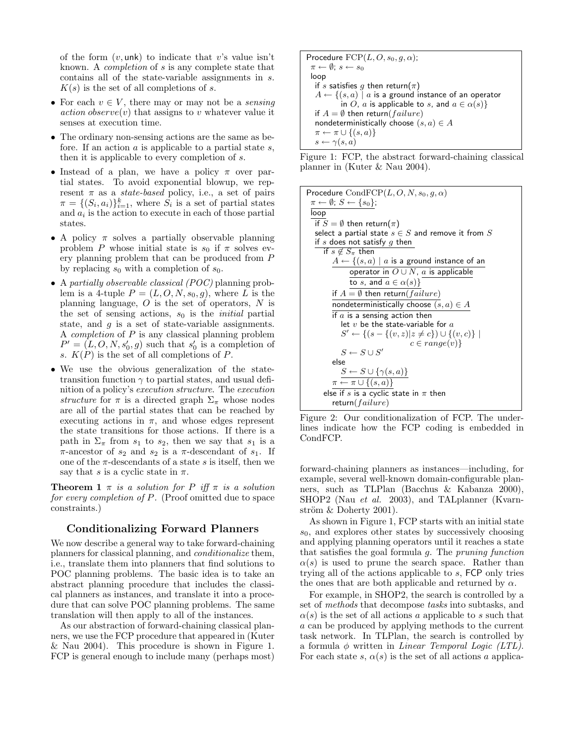of the form $(v, \mathsf{unk})$ to indicate that $v$'s value isn't known. A *completion* of $s$ is any complete state that contains all of the state-variable assignments in $s$. $K(s)$ is the set of all completions of $s$.

- For each $v \in V$, there may or may not be a *sensing action observe*$(v)$ that assigns to $v$ whatever value it senses at execution time.
- The ordinary non-sensing actions are the same as before. If an action $a$ is applicable to a partial state $s$, then it is applicable to every completion of $s$.
- Instead of a plan, we have a policy $\pi$ over partial states. To avoid exponential blowup, we represent $\pi$ as a *state-based* policy, i.e., a set of pairs $\pi = \{(S_i, a_i)\}_{i=1}^{k}$, where $S_i$ is a set of partial states and $a_i$ is the action to execute in each of those partial states.
- A policy $\pi$ solves a partially observable planning problem $P$ whose initial state is $s_0$ if $\pi$ solves every planning problem that can be produced from $P$ by replacing $s_0$ with a completion of $s_0$.
- A *partially observable classical (POC)* planning problem is a 4-tuple $P = (L, O, N, s_0, g)$, where $L$ is the planning language, $O$ is the set of operators, $N$ is the set of sensing actions, $s_0$ is the *initial* partial state, and $g$ is a set of state-variable assignments. A *completion* of $P$ is any classical planning problem $P' = (L, O, N, s'_0, g)$ such that $s'_0$ is a completion of $s$. $K(P)$ is the set of all completions of $P$.
- We use the obvious generalization of the state-transition function $\gamma$ to partial states, and usual definition of a policy's *execution structure*. The *execution structure* for $\pi$ is a directed graph $\Sigma_\pi$ whose nodes are all of the partial states that can be reached by executing actions in $\pi$, and whose edges represent the state transitions for those actions. If there is a path in $\Sigma_\pi$ from $s_1$ to $s_2$, then we say that $s_1$ is a $\pi$-ancestor of $s_2$ and $s_2$ is a $\pi$-descendant of $s_1$. If one of the $\pi$-descendants of a state $s$ is itself, then we say that $s$ is a cyclic state in $\pi$.

**Theorem 1** *$\pi$ is a solution for $P$ iff $\pi$ is a solution for every completion of $P$.* (Proof omitted due to space constraints.)

## Conditionalizing Forward Planners

We now describe a general way to take forward-chaining planners for classical planning, and *conditionalize* them, i.e., translate them into planners that find solutions to POC planning problems. The basic idea is to take an abstract planning procedure that includes the classical planners as instances, and translate it into a procedure that can solve POC planning problems. The same translation will then apply to all of the instances.

As our abstraction of forward-chaining classical planners, we use the FCP procedure that appeared in (Kuter & Nau 2004). This procedure is shown in Figure 1. FCP is general enough to include many (perhaps most) forward-chaining planners as instances—including, for example, several well-known domain-configurable planners, such as TLPlan (Bacchus & Kabanza 2000), SHOP2 (Nau *et al.* 2003), and TALplanner (Kvarnström & Doherty 2001).

```
Procedure FCP(L, O, s0, g, α);
  π ← ∅; s ← s0
  loop
    if s satisfies g then return(π)
    A ← {(s, a) | a is a ground instance of an operator
          in O, a is applicable to s, and a ∈ α(s)}
    if A = ∅ then return(failure)
    nondeterministically choose (s, a) ∈ A
    π ← π ∪ {(s, a)}
    s ← γ(s, a)
```

Figure 1: FCP, the abstract forward-chaining classical planner in (Kuter & Nau 2004).

```
Procedure CondFCP(L, O, N, s0, g, α)
  π ← ∅; S ← {s0};
  loop
    if S = ∅ then return(π)
    select a partial state s ∈ S and remove it from S
    if s does not satisfy g then
      if s ∉ S_π then
        A ← {(s, a) | a is a ground instance of an
              operator in O ∪ N, a is applicable
              to s, and a ∈ α(s)}
        if A = ∅ then return(failure)
        nondeterministically choose (s, a) ∈ A
        if a is a sensing action then
          let v be the state-variable for a
          S' ← {(s − {(v, z)|z ≠ c}) ∪ {(v, c)} |
                                  c ∈ range(v)}
          S ← S ∪ S'
        else
          S ← S ∪ {γ(s, a)}
        π ← π ∪ {(s, a)}
      else if s is a cyclic state in π then
        return(failure)
```

Figure 2: Our conditionalization of FCP. The underlines indicate how the FCP coding is embedded in CondFCP.

As shown in Figure 1, FCP starts with an initial state $s_0$, and explores other states by successively choosing and applying planning operators until it reaches a state that satisfies the goal formula $g$. The *pruning function* $\alpha(s)$ is used to prune the search space. Rather than trying all of the actions applicable to $s$, FCP only tries the ones that are both applicable and returned by $\alpha$.

For example, in SHOP2, the search is controlled by a set of *methods* that decompose *tasks* into subtasks, and $\alpha(s)$ is the set of all actions $a$ applicable to $s$ such that $a$ can be produced by applying methods to the current task network. In TLPlan, the search is controlled by a formula $\phi$ written in *Linear Temporal Logic (LTL)*. For each state $s$, $\alpha(s)$ is the set of all actions $a$ applica-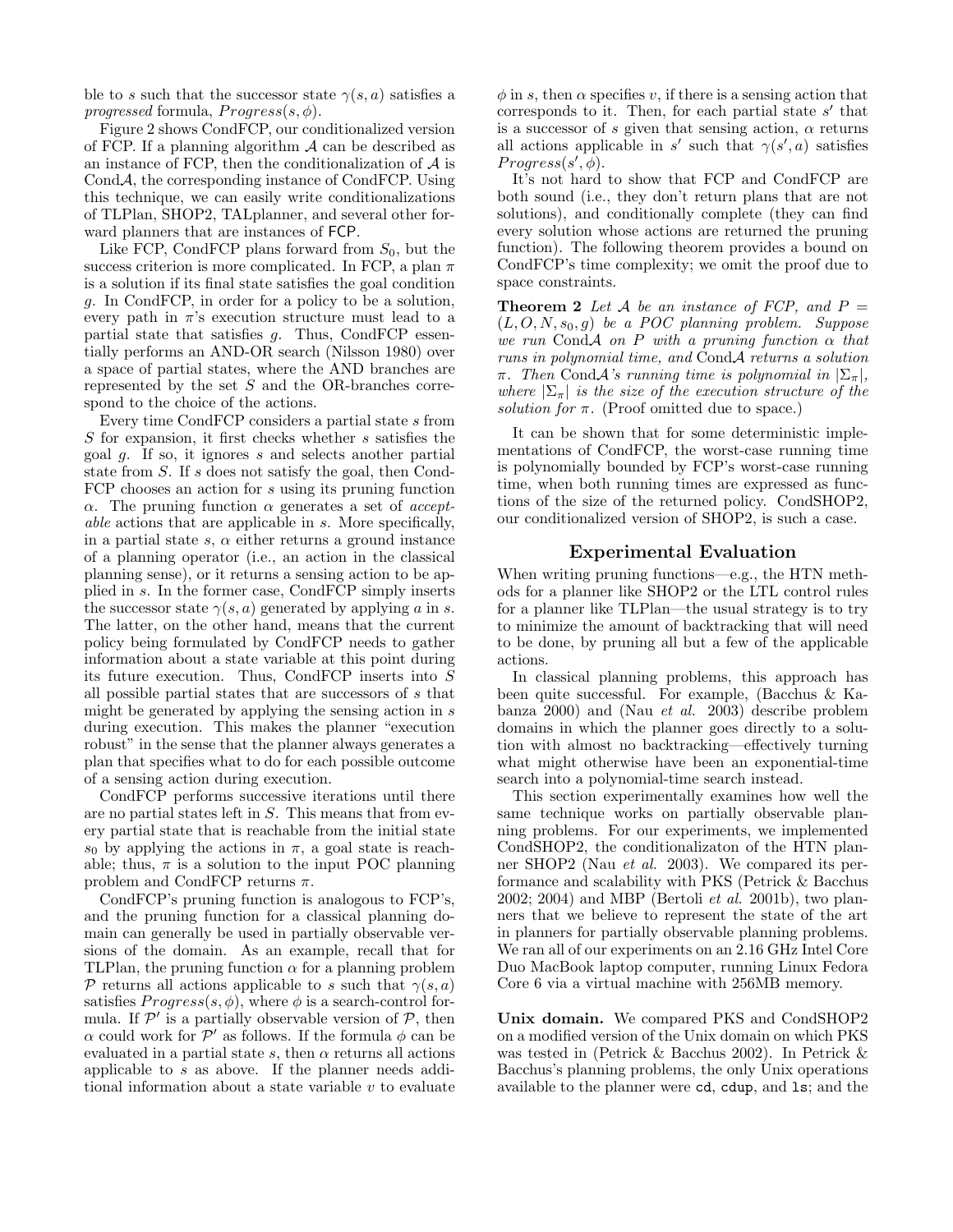ble to $s$ such that the successor state $\gamma(s, a)$ satisfies a *progressed* formula, $Progress(s, \phi)$.

Figure 2 shows CondFCP, our conditionalized version of FCP. If a planning algorithm $\mathcal{A}$ can be described as an instance of FCP, then the conditionalization of $\mathcal{A}$ is Cond$\mathcal{A}$, the corresponding instance of CondFCP. Using this technique, we can easily write conditionalizations of TLPlan, SHOP2, TALplanner, and several other forward planners that are instances of FCP.

Like FCP, CondFCP plans forward from $S_0$, but the success criterion is more complicated. In FCP, a plan $\pi$ is a solution if its final state satisfies the goal condition $g$. In CondFCP, in order for a policy to be a solution, every path in $\pi$'s execution structure must lead to a partial state that satisfies $g$. Thus, CondFCP essentially performs an AND-OR search (Nilsson 1980) over a space of partial states, where the AND branches are represented by the set $S$ and the OR-branches correspond to the choice of the actions.

Every time CondFCP considers a partial state $s$ from $S$ for expansion, it first checks whether $s$ satisfies the goal $g$. If so, it ignores $s$ and selects another partial state from $S$. If $s$ does not satisfy the goal, then CondFCP chooses an action for $s$ using its pruning function $\alpha$. The pruning function $\alpha$ generates a set of *acceptable* actions that are applicable in $s$. More specifically, in a partial state $s$, $\alpha$ either returns a ground instance of a planning operator (i.e., an action in the classical planning sense), or it returns a sensing action to be applied in $s$. In the former case, CondFCP simply inserts the successor state $\gamma(s, a)$ generated by applying $a$ in $s$. The latter, on the other hand, means that the current policy being formulated by CondFCP needs to gather information about a state variable at this point during its future execution. Thus, CondFCP inserts into $S$ all possible partial states that are successors of $s$ that might be generated by applying the sensing action in $s$ during execution. This makes the planner "execution robust" in the sense that the planner always generates a plan that specifies what to do for each possible outcome of a sensing action during execution.

CondFCP performs successive iterations until there are no partial states left in $S$. This means that from every partial state that is reachable from the initial state $s_0$ by applying the actions in $\pi$, a goal state is reachable; thus, $\pi$ is a solution to the input POC planning problem and CondFCP returns $\pi$.

CondFCP's pruning function is analogous to FCP's, and the pruning function for a classical planning domain can generally be used in partially observable versions of the domain. As an example, recall that for TLPlan, the pruning function $\alpha$ for a planning problem $\mathcal{P}$ returns all actions applicable to $s$ such that $\gamma(s, a)$ satisfies $Progress(s, \phi)$, where $\phi$ is a search-control formula. If $\mathcal{P}'$ is a partially observable version of $\mathcal{P}$, then $\alpha$ could work for $\mathcal{P}'$ as follows. If the formula $\phi$ can be evaluated in a partial state $s$, then $\alpha$ returns all actions applicable to $s$ as above. If the planner needs additional information about a state variable $v$ to evaluate $\phi$ in $s$, then $\alpha$ specifies $v$, if there is a sensing action that corresponds to it. Then, for each partial state $s'$ that is a successor of $s$ given that sensing action, $\alpha$ returns all actions applicable in $s'$ such that $\gamma(s', a)$ satisfies $Progress(s', \phi)$.

It's not hard to show that FCP and CondFCP are both sound (i.e., they don't return plans that are not solutions), and conditionally complete (they can find every solution whose actions are returned the pruning function). The following theorem provides a bound on CondFCP's time complexity; we omit the proof due to space constraints.

**Theorem 2** *Let $\mathcal{A}$ be an instance of FCP, and $P = (L, O, N, s_0, g)$ be a POC planning problem. Suppose we run* Cond$\mathcal{A}$ *on $P$ with a pruning function $\alpha$ that runs in polynomial time, and* Cond$\mathcal{A}$ *returns a solution $\pi$. Then* Cond$\mathcal{A}$*'s running time is polynomial in $|\Sigma_\pi|$, where $|\Sigma_\pi|$ is the size of the execution structure of the solution for $\pi$.* (Proof omitted due to space.)

It can be shown that for some deterministic implementations of CondFCP, the worst-case running time is polynomially bounded by FCP's worst-case running time, when both running times are expressed as functions of the size of the returned policy. CondSHOP2, our conditionalized version of SHOP2, is such a case.

## Experimental Evaluation

When writing pruning functions—e.g., the HTN methods for a planner like SHOP2 or the LTL control rules for a planner like TLPlan—the usual strategy is to try to minimize the amount of backtracking that will need to be done, by pruning all but a few of the applicable actions.

In classical planning problems, this approach has been quite successful. For example, (Bacchus & Kabanza 2000) and (Nau *et al.* 2003) describe problem domains in which the planner goes directly to a solution with almost no backtracking—effectively turning what might otherwise have been an exponential-time search into a polynomial-time search instead.

This section experimentally examines how well the same technique works on partially observable planning problems. For our experiments, we implemented CondSHOP2, the conditionalizaton of the HTN planner SHOP2 (Nau *et al.* 2003). We compared its performance and scalability with PKS (Petrick & Bacchus 2002; 2004) and MBP (Bertoli *et al.* 2001b), two planners that we believe to represent the state of the art in planners for partially observable planning problems. We ran all of our experiments on an 2.16 GHz Intel Core Duo MacBook laptop computer, running Linux Fedora Core 6 via a virtual machine with 256MB memory.

**Unix domain.** We compared PKS and CondSHOP2 on a modified version of the Unix domain on which PKS was tested in (Petrick & Bacchus 2002). In Petrick & Bacchus's planning problems, the only Unix operations available to the planner were `cd`, `cdup`, and `ls`; and the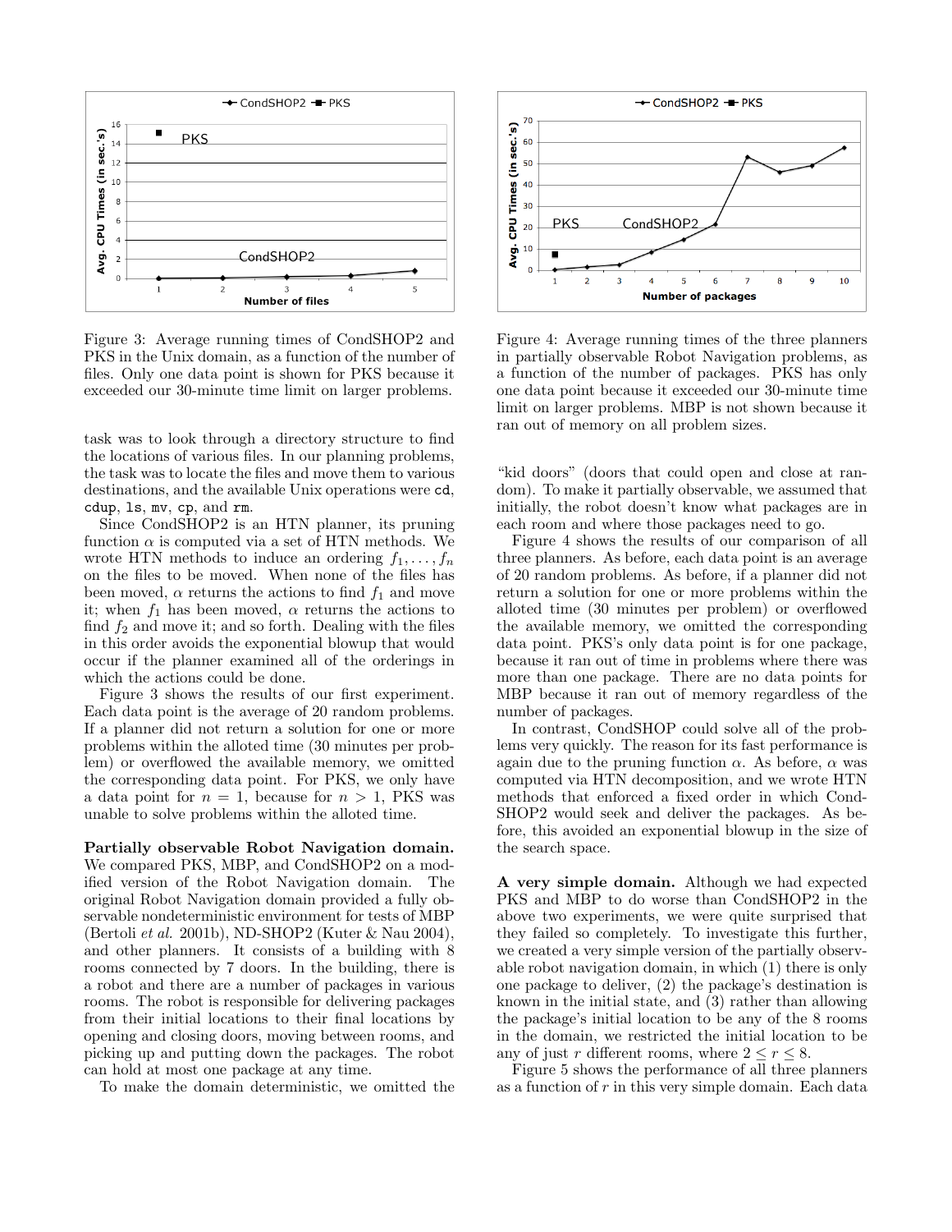CondSHOP2 PKS

16
14
12
10
8
6
4
2
0

Avg. CPU Times (in sec.'s)

PKS

CondSHOP2

1 2 3 4 5

Number of files

Figure 3: Average running times of CondSHOP2 and PKS in the Unix domain, as a function of the number of files. Only one data point is shown for PKS because it exceeded our 30-minute time limit on larger problems.

CondSHOP2 PKS

70
60
50
40
30
20
10
0

Avg. CPU Times (in sec.'s)

PKS

CondSHOP2

1 2 3 4 5 6 7 8 9 10

Number of packages

Figure 4: Average running times of the three planners in partially observable Robot Navigation problems, as a function of the number of packages. PKS has only one data point because it exceeded our 30-minute time limit on larger problems. MBP is not shown because it ran out of memory on all problem sizes.

task was to look through a directory structure to find the locations of various files. In our planning problems, the task was to locate the files and move them to various destinations, and the available Unix operations were `cd`, `cdup`, `ls`, `mv`, `cp`, and `rm`.

Since CondSHOP2 is an HTN planner, its pruning function $\alpha$ is computed via a set of HTN methods. We wrote HTN methods to induce an ordering $f_1, \ldots, f_n$ on the files to be moved. When none of the files has been moved, $\alpha$ returns the actions to find $f_1$ and move it; when $f_1$ has been moved, $\alpha$ returns the actions to find $f_2$ and move it; and so forth. Dealing with the files in this order avoids the exponential blowup that would occur if the planner examined all of the orderings in which the actions could be done.

Figure 3 shows the results of our first experiment. Each data point is the average of 20 random problems. If a planner did not return a solution for one or more problems within the alloted time (30 minutes per problem) or overflowed the available memory, we omitted the corresponding data point. For PKS, we only have a data point for $n = 1$, because for $n > 1$, PKS was unable to solve problems within the alloted time.

**Partially observable Robot Navigation domain.** We compared PKS, MBP, and CondSHOP2 on a modified version of the Robot Navigation domain. The original Robot Navigation domain provided a fully observable nondeterministic environment for tests of MBP (Bertoli *et al.* 2001b), ND-SHOP2 (Kuter & Nau 2004), and other planners. It consists of a building with 8 rooms connected by 7 doors. In the building, there is a robot and there are a number of packages in various rooms. The robot is responsible for delivering packages from their initial locations to their final locations by opening and closing doors, moving between rooms, and picking up and putting down the packages. The robot can hold at most one package at any time.

To make the domain deterministic, we omitted the "kid doors" (doors that could open and close at random). To make it partially observable, we assumed that initially, the robot doesn't know what packages are in each room and where those packages need to go.

Figure 4 shows the results of our comparison of all three planners. As before, each data point is an average of 20 random problems. As before, if a planner did not return a solution for one or more problems within the alloted time (30 minutes per problem) or overflowed the available memory, we omitted the corresponding data point. PKS's only data point is for one package, because it ran out of time in problems where there was more than one package. There are no data points for MBP because it ran out of memory regardless of the number of packages.

In contrast, CondSHOP could solve all of the problems very quickly. The reason for its fast performance is again due to the pruning function $\alpha$. As before, $\alpha$ was computed via HTN decomposition, and we wrote HTN methods that enforced a fixed order in which CondSHOP2 would seek and deliver the packages. As before, this avoided an exponential blowup in the size of the search space.

**A very simple domain.** Although we had expected PKS and MBP to do worse than CondSHOP2 in the above two experiments, we were quite surprised that they failed so completely. To investigate this further, we created a very simple version of the partially observable robot navigation domain, in which (1) there is only one package to deliver, (2) the package's destination is known in the initial state, and (3) rather than allowing the package's initial location to be any of the 8 rooms in the domain, we restricted the initial location to be any of just $r$ different rooms, where $2 \leq r \leq 8$.

Figure 5 shows the performance of all three planners as a function of $r$ in this very simple domain. Each data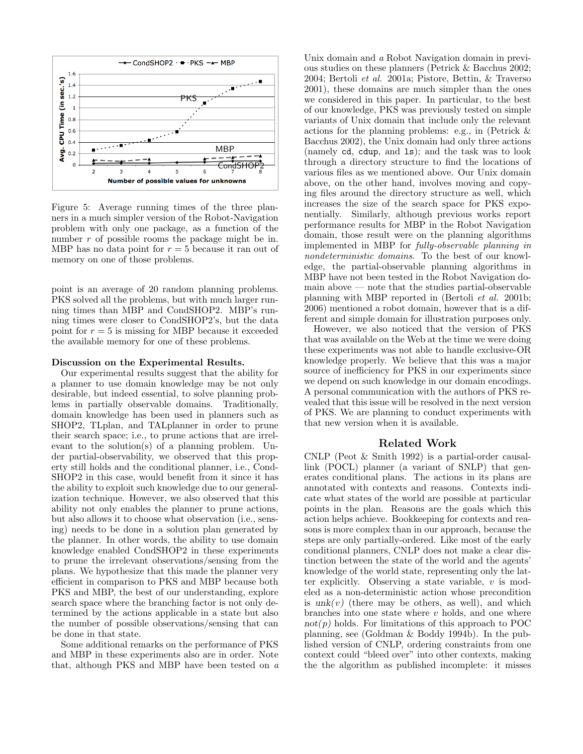CondSHOP2 PKS MBP

Avg. CPU Time (in sec.'s)

1.6
1.4
1.2
1
0.8
0.6
0.4
0.2
0

PKS

MBP

CondSHOP2

2 3 4 5 6 7 8

Number of possible values for unknowns

Figure 5: Average running times of the three planners in a much simpler version of the Robot-Navigation problem with only one package, as a function of the number $r$ of possible rooms the package might be in. MBP has no data point for $r = 5$ because it ran out of memory on one of those problems.

point is an average of 20 random planning problems. PKS solved all the problems, but with much larger running times than MBP and CondSHOP2. MBP's running times were closer to CondSHOP2's, but the data point for $r = 5$ is missing for MBP because it exceeded the available memory for one of these problems.

**Discussion on the Experimental Results.**

Our experimental results suggest that the ability for a planner to use domain knowledge may be not only desirable, but indeed essential, to solve planning problems in partially observable domains. Traditionally, domain knowledge has been used in planners such as SHOP2, TLplan, and TALplanner in order to prune their search space; i.e., to prune actions that are irrelevant to the solution(s) of a planning problem. Under partial-observability, we observed that this property still holds and the conditional planner, i.e., CondSHOP2 in this case, would benefit from it since it has the ability to exploit such knowledge due to our generalization technique. However, we also observed that this ability not only enables the planner to prune actions, but also allows it to choose what observation (i.e., sensing) needs to be done in a solution plan generated by the planner. In other words, the ability to use domain knowledge enabled CondSHOP2 in these experiments to prune the irrelevant observations/sensing from the plans. We hypothesize that this made the planner very efficient in comparison to PKS and MBP because both PKS and MBP, the best of our understanding, explore search space where the branching factor is not only determined by the actions applicable in a state but also the number of possible observations/sensing that can be done in that state.

Some additional remarks on the performance of PKS and MBP in these experiments also are in order. Note that, although PKS and MBP have been tested on *a* Unix domain and *a* Robot Navigation domain in previous studies on these planners (Petrick & Bacchus 2002; 2004; Bertoli *et al.* 2001a; Pistore, Bettin, & Traverso 2001), these domains are much simpler than the ones we considered in this paper. In particular, to the best of our knowledge, PKS was previously tested on simple variants of Unix domain that include only the relevant actions for the planning problems: e.g., in (Petrick & Bacchus 2002), the Unix domain had only three actions (namely `cd`, `cdup`, and `ls`); and the task was to look through a directory structure to find the locations of various files as we mentioned above. Our Unix domain above, on the other hand, involves moving and copying files around the directory structure as well, which increases the size of the search space for PKS exponentially. Similarly, although previous works report performance results for MBP in the Robot Navigation domain, those result were on the planning algorithms implemented in MBP for *fully-observable planning in nondeterministic domains*. To the best of our knowledge, the partial-observable planning algorithms in MBP have not been tested in the Robot Navigation domain above — note that the studies partial-observable planning with MBP reported in (Bertoli *et al.* 2001b; 2006) mentioned a robot domain, however that is a different and simple domain for illustration purposes only.

However, we also noticed that the version of PKS that was available on the Web at the time we were doing these experiments was not able to handle exclusive-OR knowledge properly. We believe that this was a major source of inefficiency for PKS in our experiments since we depend on such knowledge in our domain encodings. A personal communication with the authors of PKS revealed that this issue will be resolved in the next version of PKS. We are planning to conduct experiments with that new version when it is available.

## Related Work

CNLP (Peot & Smith 1992) is a partial-order causal-link (POCL) planner (a variant of SNLP) that generates conditional plans. The actions in its plans are annotated with contexts and reasons. Contexts indicate what states of the world are possible at particular points in the plan. Reasons are the goals which this action helps achieve. Bookkeeping for contexts and reasons is more complex than in our approach, because the steps are only partially-ordered. Like most of the early conditional planners, CNLP does not make a clear distinction between the state of the world and the agents' knowledge of the world state, representing only the latter explicitly. Observing a state variable, $v$ is modeled as a non-deterministic action whose precondition is $unk(v)$ (there may be others, as well), and which branches into one state where $v$ holds, and one where $not(p)$ holds. For limitations of this approach to POC planning, see (Goldman & Boddy 1994b). In the published version of CNLP, ordering constraints from one context could "bleed over" into other contexts, making the the algorithm as published incomplete: it misses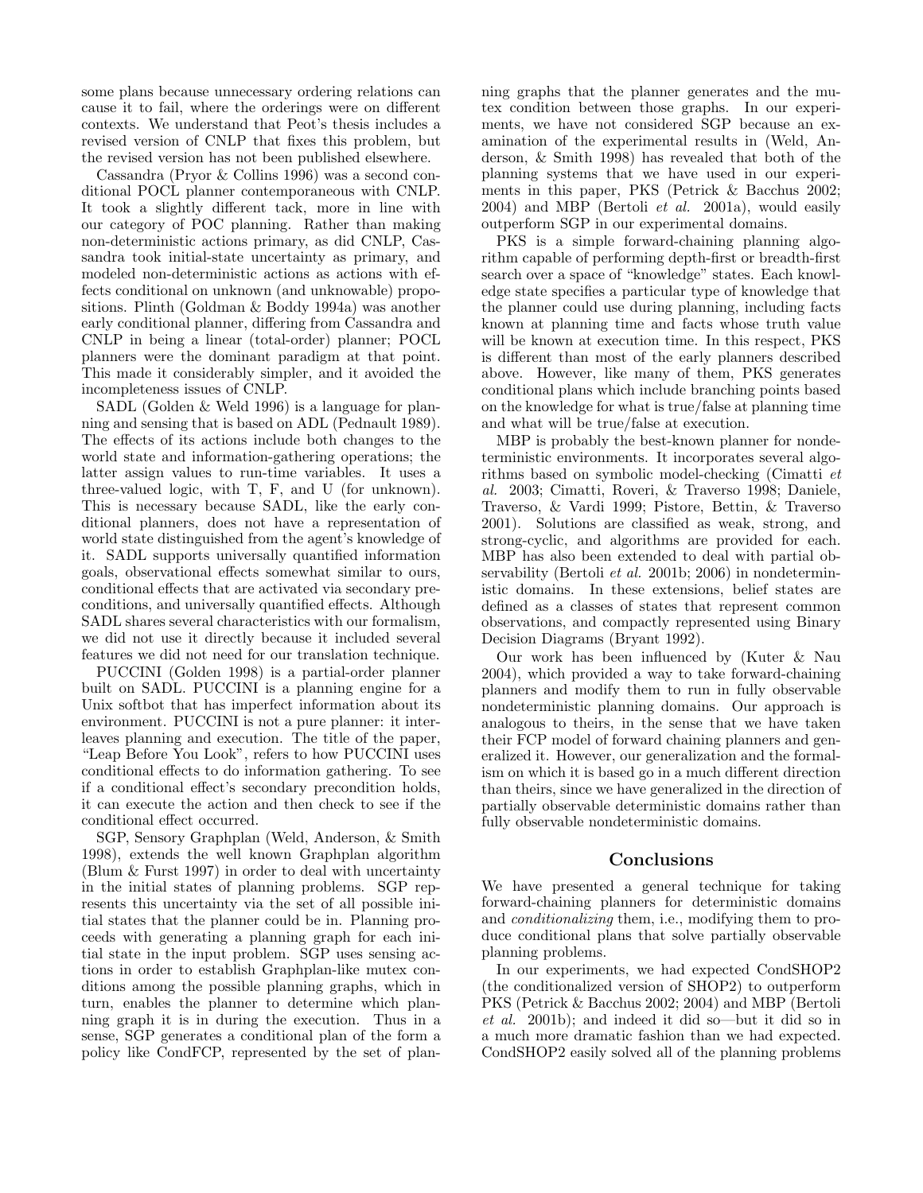some plans because unnecessary ordering relations can cause it to fail, where the orderings were on different contexts. We understand that Peot's thesis includes a revised version of CNLP that fixes this problem, but the revised version has not been published elsewhere.

Cassandra (Pryor & Collins 1996) was a second conditional POCL planner contemporaneous with CNLP. It took a slightly different tack, more in line with our category of POC planning. Rather than making non-deterministic actions primary, as did CNLP, Cassandra took initial-state uncertainty as primary, and modeled non-deterministic actions as actions with effects conditional on unknown (and unknowable) propositions. Plinth (Goldman & Boddy 1994a) was another early conditional planner, differing from Cassandra and CNLP in being a linear (total-order) planner; POCL planners were the dominant paradigm at that point. This made it considerably simpler, and it avoided the incompleteness issues of CNLP.

SADL (Golden & Weld 1996) is a language for planning and sensing that is based on ADL (Pednault 1989). The effects of its actions include both changes to the world state and information-gathering operations; the latter assign values to run-time variables. It uses a three-valued logic, with T, F, and U (for unknown). This is necessary because SADL, like the early conditional planners, does not have a representation of world state distinguished from the agent's knowledge of it. SADL supports universally quantified information goals, observational effects somewhat similar to ours, conditional effects that are activated via secondary preconditions, and universally quantified effects. Although SADL shares several characteristics with our formalism, we did not use it directly because it included several features we did not need for our translation technique.

PUCCINI (Golden 1998) is a partial-order planner built on SADL. PUCCINI is a planning engine for a Unix softbot that has imperfect information about its environment. PUCCINI is not a pure planner: it interleaves planning and execution. The title of the paper, "Leap Before You Look", refers to how PUCCINI uses conditional effects to do information gathering. To see if a conditional effect's secondary precondition holds, it can execute the action and then check to see if the conditional effect occurred.

SGP, Sensory Graphplan (Weld, Anderson, & Smith 1998), extends the well known Graphplan algorithm (Blum & Furst 1997) in order to deal with uncertainty in the initial states of planning problems. SGP represents this uncertainty via the set of all possible initial states that the planner could be in. Planning proceeds with generating a planning graph for each initial state in the input problem. SGP uses sensing actions in order to establish Graphplan-like mutex conditions among the possible planning graphs, which in turn, enables the planner to determine which planning graph it is in during the execution. Thus in a sense, SGP generates a conditional plan of the form a policy like CondFCP, represented by the set of planning graphs that the planner generates and the mutex condition between those graphs. In our experiments, we have not considered SGP because an examination of the experimental results in (Weld, Anderson, & Smith 1998) has revealed that both of the planning systems that we have used in our experiments in this paper, PKS (Petrick & Bacchus 2002; 2004) and MBP (Bertoli *et al.* 2001a), would easily outperform SGP in our experimental domains.

PKS is a simple forward-chaining planning algorithm capable of performing depth-first or breadth-first search over a space of "knowledge" states. Each knowledge state specifies a particular type of knowledge that the planner could use during planning, including facts known at planning time and facts whose truth value will be known at execution time. In this respect, PKS is different than most of the early planners described above. However, like many of them, PKS generates conditional plans which include branching points based on the knowledge for what is true/false at planning time and what will be true/false at execution.

MBP is probably the best-known planner for nondeterministic environments. It incorporates several algorithms based on symbolic model-checking (Cimatti *et al.* 2003; Cimatti, Roveri, & Traverso 1998; Daniele, Traverso, & Vardi 1999; Pistore, Bettin, & Traverso 2001). Solutions are classified as weak, strong, and strong-cyclic, and algorithms are provided for each. MBP has also been extended to deal with partial observability (Bertoli *et al.* 2001b; 2006) in nondeterministic domains. In these extensions, belief states are defined as a classes of states that represent common observations, and compactly represented using Binary Decision Diagrams (Bryant 1992).

Our work has been influenced by (Kuter & Nau 2004), which provided a way to take forward-chaining planners and modify them to run in fully observable nondeterministic planning domains. Our approach is analogous to theirs, in the sense that we have taken their FCP model of forward chaining planners and generalized it. However, our generalization and the formalism on which it is based go in a much different direction than theirs, since we have generalized in the direction of partially observable deterministic domains rather than fully observable nondeterministic domains.

## Conclusions

We have presented a general technique for taking forward-chaining planners for deterministic domains and *conditionalizing* them, i.e., modifying them to produce conditional plans that solve partially observable planning problems.

In our experiments, we had expected CondSHOP2 (the conditionalized version of SHOP2) to outperform PKS (Petrick & Bacchus 2002; 2004) and MBP (Bertoli *et al.* 2001b); and indeed it did so—but it did so in a much more dramatic fashion than we had expected. CondSHOP2 easily solved all of the planning problems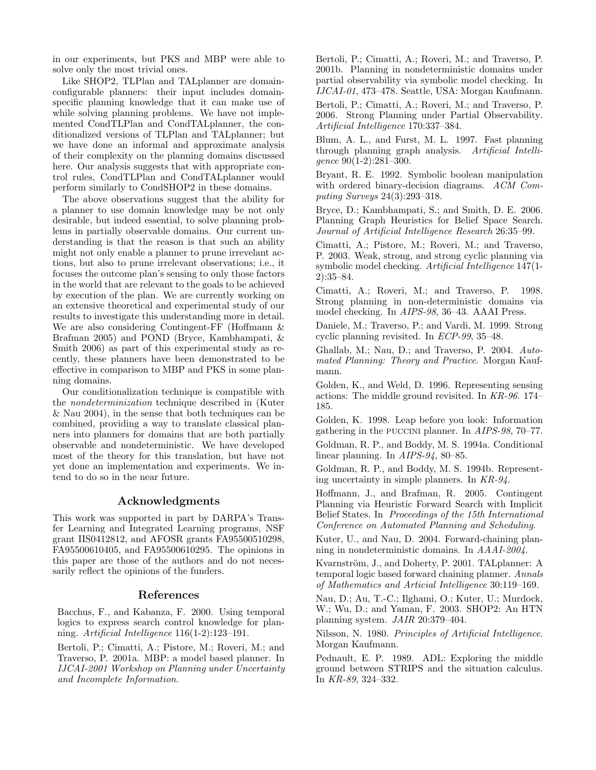in our experiments, but PKS and MBP were able to solve only the most trivial ones.

Like SHOP2, TLPlan and TALplanner are domain-configurable planners: their input includes domain-specific planning knowledge that it can make use of while solving planning problems. We have not implemented CondTLPlan and CondTALplanner, the conditionalized versions of TLPlan and TALplanner; but we have done an informal and approximate analysis of their complexity on the planning domains discussed here. Our analysis suggests that with appropriate control rules, CondTLPlan and CondTALplanner would perform similarly to CondSHOP2 in these domains.

The above observations suggest that the ability for a planner to use domain knowledge may be not only desirable, but indeed essential, to solve planning problems in partially observable domains. Our current understanding is that the reason is that such an ability might not only enable a planner to prune irrevelant actions, but also to prune irrelevant observations; i.e., it focuses the outcome plan's sensing to only those factors in the world that are relevant to the goals to be achieved by execution of the plan. We are currently working on an extensive theoretical and experimental study of our results to investigate this understanding more in detail. We are also considering Contingent-FF (Hoffmann & Brafman 2005) and POND (Bryce, Kambhampati, & Smith 2006) as part of this experimental study as recently, these planners have been demonstrated to be effective in comparison to MBP and PKS in some planning domains.

Our conditionalization technique is compatible with the *nondeterminization* technique described in (Kuter & Nau 2004), in the sense that both techniques can be combined, providing a way to translate classical planners into planners for domains that are both partially observable and nondeterministic. We have developed most of the theory for this translation, but have not yet done an implementation and experiments. We intend to do so in the near future.

## Acknowledgments

This work was supported in part by DARPA's Transfer Learning and Integrated Learning programs, NSF grant IIS0412812, and AFOSR grants FA95500510298, FA95500610405, and FA95500610295. The opinions in this paper are those of the authors and do not necessarily reflect the opinions of the funders.

## References

Bacchus, F., and Kabanza, F. 2000. Using temporal logics to express search control knowledge for planning. *Artificial Intelligence* 116(1-2):123–191.

Bertoli, P.; Cimatti, A.; Pistore, M.; Roveri, M.; and Traverso, P. 2001a. MBP: a model based planner. In *IJCAI-2001 Workshop on Planning under Uncertainty and Incomplete Information*.

Bertoli, P.; Cimatti, A.; Roveri, M.; and Traverso, P. 2001b. Planning in nondeterministic domains under partial observability via symbolic model checking. In *IJCAI-01*, 473–478. Seattle, USA: Morgan Kaufmann.

Bertoli, P.; Cimatti, A.; Roveri, M.; and Traverso, P. 2006. Strong Planning under Partial Observability. *Artificial Intelligence* 170:337–384.

Blum, A. L., and Furst, M. L. 1997. Fast planning through planning graph analysis. *Artificial Intelligence* 90(1-2):281–300.

Bryant, R. E. 1992. Symbolic boolean manipulation with ordered binary-decision diagrams. *ACM Computing Surveys* 24(3):293–318.

Bryce, D.; Kambhampati, S.; and Smith, D. E. 2006. Planning Graph Heuristics for Belief Space Search. *Journal of Artificial Intelligence Research* 26:35–99.

Cimatti, A.; Pistore, M.; Roveri, M.; and Traverso, P. 2003. Weak, strong, and strong cyclic planning via symbolic model checking. *Artificial Intelligence* 147(1-2):35–84.

Cimatti, A.; Roveri, M.; and Traverso, P. 1998. Strong planning in non-deterministic domains via model checking. In *AIPS-98*, 36–43. AAAI Press.

Daniele, M.; Traverso, P.; and Vardi, M. 1999. Strong cyclic planning revisited. In *ECP-99*, 35–48.

Ghallab, M.; Nau, D.; and Traverso, P. 2004. *Automated Planning: Theory and Practice*. Morgan Kaufmann.

Golden, K., and Weld, D. 1996. Representing sensing actions: The middle ground revisited. In *KR-96*. 174–185.

Golden, K. 1998. Leap before you look: Information gathering in the PUCCINI planner. In *AIPS-98*, 70–77.

Goldman, R. P., and Boddy, M. S. 1994a. Conditional linear planning. In *AIPS-94*, 80–85.

Goldman, R. P., and Boddy, M. S. 1994b. Representing uncertainty in simple planners. In *KR-94*.

Hoffmann, J., and Brafman, R. 2005. Contingent Planning via Heuristic Forward Search with Implicit Belief States. In *Proceedings of the 15th International Conference on Automated Planning and Scheduling*.

Kuter, U., and Nau, D. 2004. Forward-chaining planning in nondeterministic domains. In *AAAI-2004*.

Kvarnström, J., and Doherty, P. 2001. TALplanner: A temporal logic based forward chaining planner. *Annals of Mathematics and Articial Intelligence* 30:119–169.

Nau, D.; Au, T.-C.; Ilghami, O.; Kuter, U.; Murdock, W.; Wu, D.; and Yaman, F. 2003. SHOP2: An HTN planning system. *JAIR* 20:379–404.

Nilsson, N. 1980. *Principles of Artificial Intelligence*. Morgan Kaufmann.

Pednault, E. P. 1989. ADL: Exploring the middle ground between STRIPS and the situation calculus. In *KR-89*, 324–332.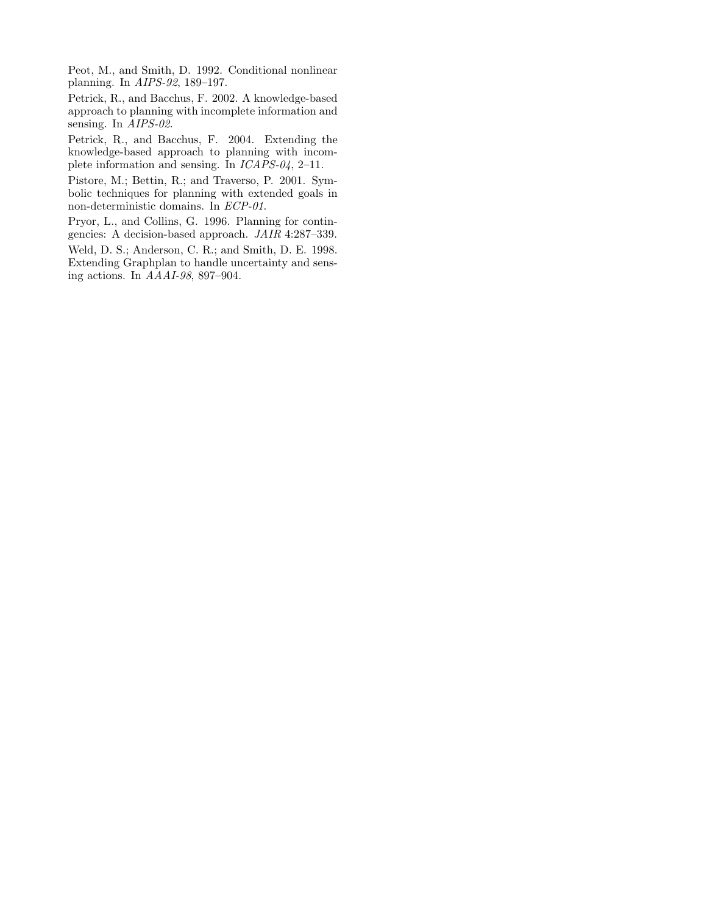Peot, M., and Smith, D. 1992. Conditional nonlinear planning. In *AIPS-92*, 189–197.

Petrick, R., and Bacchus, F. 2002. A knowledge-based approach to planning with incomplete information and sensing. In *AIPS-02*.

Petrick, R., and Bacchus, F. 2004. Extending the knowledge-based approach to planning with incomplete information and sensing. In *ICAPS-04*, 2–11.

Pistore, M.; Bettin, R.; and Traverso, P. 2001. Symbolic techniques for planning with extended goals in non-deterministic domains. In *ECP-01*.

Pryor, L., and Collins, G. 1996. Planning for contingencies: A decision-based approach. *JAIR* 4:287–339.

Weld, D. S.; Anderson, C. R.; and Smith, D. E. 1998. Extending Graphplan to handle uncertainty and sensing actions. In *AAAI-98*, 897–904.